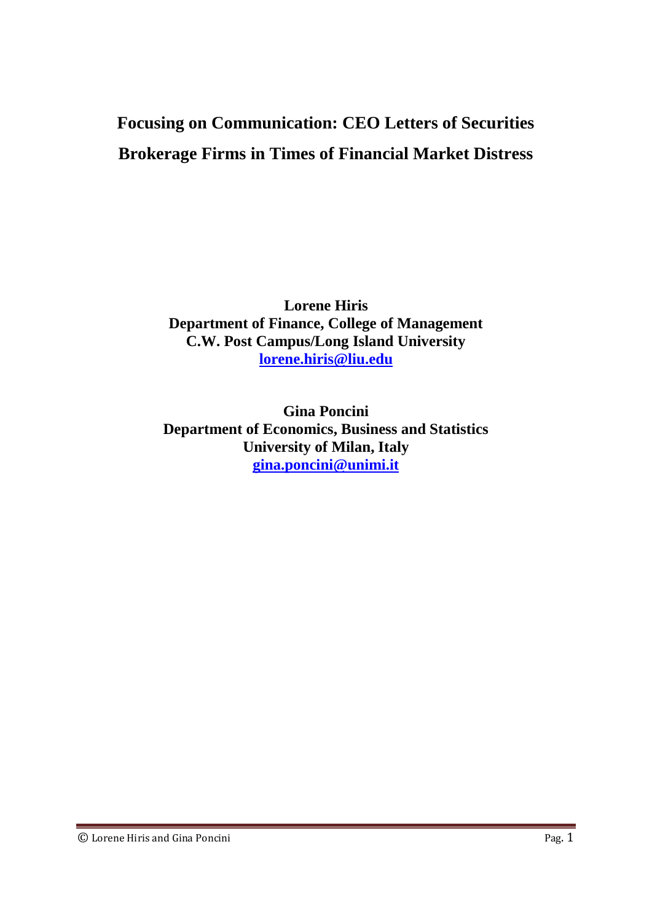# Focusing on Communication: CEO Letters of Securities Brokerage Firms in Times of Financial Market Distress

**Lorene Hiris**
**Department of Finance, College of Management**
**C.W. Post Campus/Long Island University**
**lorene.hiris@liu.edu**

**Gina Poncini**
**Department of Economics, Business and Statistics**
**University of Milan, Italy**
**gina.poncini@unimi.it**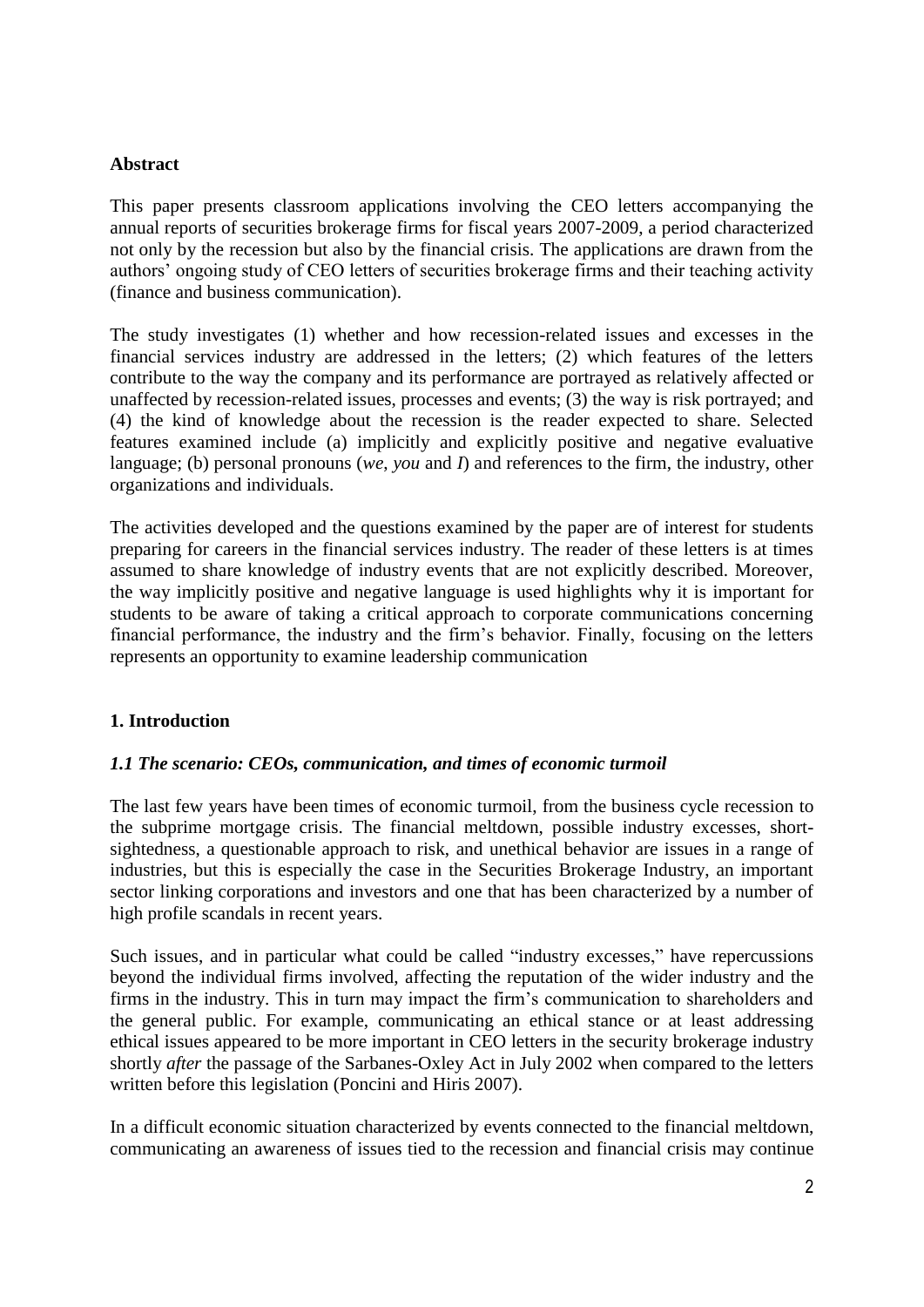**Abstract**

This paper presents classroom applications involving the CEO letters accompanying the annual reports of securities brokerage firms for fiscal years 2007-2009, a period characterized not only by the recession but also by the financial crisis. The applications are drawn from the authors' ongoing study of CEO letters of securities brokerage firms and their teaching activity (finance and business communication).

The study investigates (1) whether and how recession-related issues and excesses in the financial services industry are addressed in the letters; (2) which features of the letters contribute to the way the company and its performance are portrayed as relatively affected or unaffected by recession-related issues, processes and events; (3) the way is risk portrayed; and (4) the kind of knowledge about the recession is the reader expected to share. Selected features examined include (a) implicitly and explicitly positive and negative evaluative language; (b) personal pronouns (*we*, *you* and *I*) and references to the firm, the industry, other organizations and individuals.

The activities developed and the questions examined by the paper are of interest for students preparing for careers in the financial services industry. The reader of these letters is at times assumed to share knowledge of industry events that are not explicitly described. Moreover, the way implicitly positive and negative language is used highlights why it is important for students to be aware of taking a critical approach to corporate communications concerning financial performance, the industry and the firm's behavior. Finally, focusing on the letters represents an opportunity to examine leadership communication

## 1. Introduction

### *1.1 The scenario: CEOs, communication, and times of economic turmoil*

The last few years have been times of economic turmoil, from the business cycle recession to the subprime mortgage crisis. The financial meltdown, possible industry excesses, short-sightedness, a questionable approach to risk, and unethical behavior are issues in a range of industries, but this is especially the case in the Securities Brokerage Industry, an important sector linking corporations and investors and one that has been characterized by a number of high profile scandals in recent years.

Such issues, and in particular what could be called "industry excesses," have repercussions beyond the individual firms involved, affecting the reputation of the wider industry and the firms in the industry. This in turn may impact the firm's communication to shareholders and the general public. For example, communicating an ethical stance or at least addressing ethical issues appeared to be more important in CEO letters in the security brokerage industry shortly *after* the passage of the Sarbanes-Oxley Act in July 2002 when compared to the letters written before this legislation (Poncini and Hiris 2007).

In a difficult economic situation characterized by events connected to the financial meltdown, communicating an awareness of issues tied to the recession and financial crisis may continue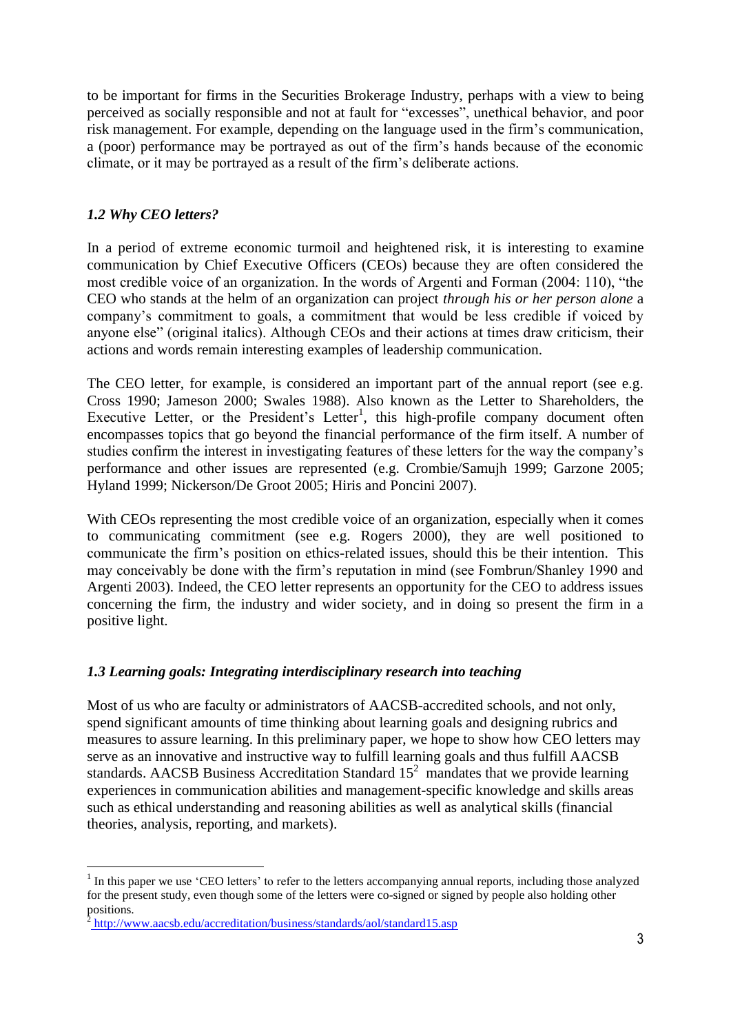to be important for firms in the Securities Brokerage Industry, perhaps with a view to being perceived as socially responsible and not at fault for "excesses", unethical behavior, and poor risk management. For example, depending on the language used in the firm's communication, a (poor) performance may be portrayed as out of the firm's hands because of the economic climate, or it may be portrayed as a result of the firm's deliberate actions.

### *1.2 Why CEO letters?*

In a period of extreme economic turmoil and heightened risk, it is interesting to examine communication by Chief Executive Officers (CEOs) because they are often considered the most credible voice of an organization. In the words of Argenti and Forman (2004: 110), "the CEO who stands at the helm of an organization can project *through his or her person alone* a company's commitment to goals, a commitment that would be less credible if voiced by anyone else" (original italics). Although CEOs and their actions at times draw criticism, their actions and words remain interesting examples of leadership communication.

The CEO letter, for example, is considered an important part of the annual report (see e.g. Cross 1990; Jameson 2000; Swales 1988). Also known as the Letter to Shareholders, the Executive Letter, or the President's Letter[1], this high-profile company document often encompasses topics that go beyond the financial performance of the firm itself. A number of studies confirm the interest in investigating features of these letters for the way the company's performance and other issues are represented (e.g. Crombie/Samujh 1999; Garzone 2005; Hyland 1999; Nickerson/De Groot 2005; Hiris and Poncini 2007).

With CEOs representing the most credible voice of an organization, especially when it comes to communicating commitment (see e.g. Rogers 2000), they are well positioned to communicate the firm's position on ethics-related issues, should this be their intention. This may conceivably be done with the firm's reputation in mind (see Fombrun/Shanley 1990 and Argenti 2003). Indeed, the CEO letter represents an opportunity for the CEO to address issues concerning the firm, the industry and wider society, and in doing so present the firm in a positive light.

### *1.3 Learning goals: Integrating interdisciplinary research into teaching*

Most of us who are faculty or administrators of AACSB-accredited schools, and not only, spend significant amounts of time thinking about learning goals and designing rubrics and measures to assure learning. In this preliminary paper, we hope to show how CEO letters may serve as an innovative and instructive way to fulfill learning goals and thus fulfill AACSB standards. AACSB Business Accreditation Standard 15[2] mandates that we provide learning experiences in communication abilities and management-specific knowledge and skills areas such as ethical understanding and reasoning abilities as well as analytical skills (financial theories, analysis, reporting, and markets).

---

[1] In this paper we use 'CEO letters' to refer to the letters accompanying annual reports, including those analyzed for the present study, even though some of the letters were co-signed or signed by people also holding other positions.

[2] http://www.aacsb.edu/accreditation/business/standards/aol/standard15.asp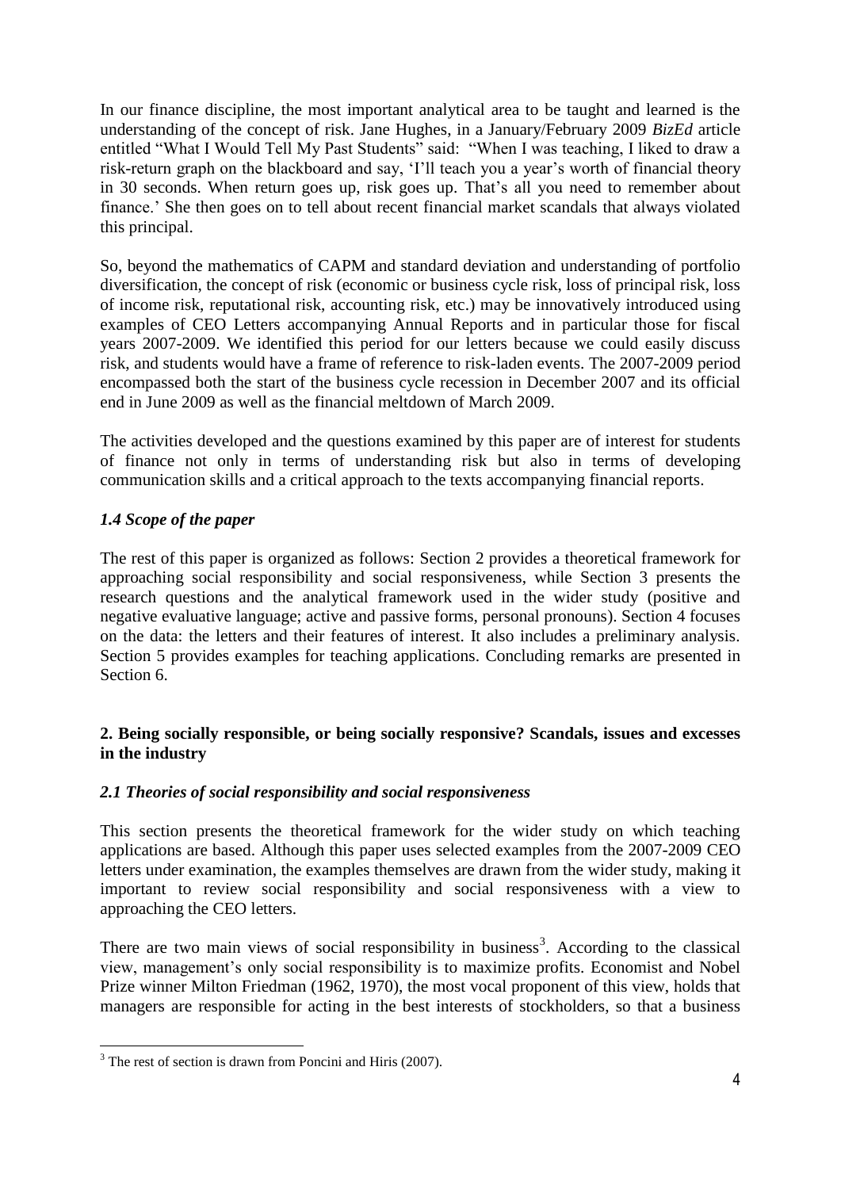In our finance discipline, the most important analytical area to be taught and learned is the understanding of the concept of risk. Jane Hughes, in a January/February 2009 *BizEd* article entitled "What I Would Tell My Past Students" said: "When I was teaching, I liked to draw a risk-return graph on the blackboard and say, 'I'll teach you a year's worth of financial theory in 30 seconds. When return goes up, risk goes up. That's all you need to remember about finance.' She then goes on to tell about recent financial market scandals that always violated this principal.

So, beyond the mathematics of CAPM and standard deviation and understanding of portfolio diversification, the concept of risk (economic or business cycle risk, loss of principal risk, loss of income risk, reputational risk, accounting risk, etc.) may be innovatively introduced using examples of CEO Letters accompanying Annual Reports and in particular those for fiscal years 2007-2009. We identified this period for our letters because we could easily discuss risk, and students would have a frame of reference to risk-laden events. The 2007-2009 period encompassed both the start of the business cycle recession in December 2007 and its official end in June 2009 as well as the financial meltdown of March 2009.

The activities developed and the questions examined by this paper are of interest for students of finance not only in terms of understanding risk but also in terms of developing communication skills and a critical approach to the texts accompanying financial reports.

### *1.4 Scope of the paper*

The rest of this paper is organized as follows: Section 2 provides a theoretical framework for approaching social responsibility and social responsiveness, while Section 3 presents the research questions and the analytical framework used in the wider study (positive and negative evaluative language; active and passive forms, personal pronouns). Section 4 focuses on the data: the letters and their features of interest. It also includes a preliminary analysis. Section 5 provides examples for teaching applications. Concluding remarks are presented in Section 6.

## **2. Being socially responsible, or being socially responsive? Scandals, issues and excesses in the industry**

### *2.1 Theories of social responsibility and social responsiveness*

This section presents the theoretical framework for the wider study on which teaching applications are based. Although this paper uses selected examples from the 2007-2009 CEO letters under examination, the examples themselves are drawn from the wider study, making it important to review social responsibility and social responsiveness with a view to approaching the CEO letters.

There are two main views of social responsibility in business[3]. According to the classical view, management's only social responsibility is to maximize profits. Economist and Nobel Prize winner Milton Friedman (1962, 1970), the most vocal proponent of this view, holds that managers are responsible for acting in the best interests of stockholders, so that a business

[3] The rest of section is drawn from Poncini and Hiris (2007).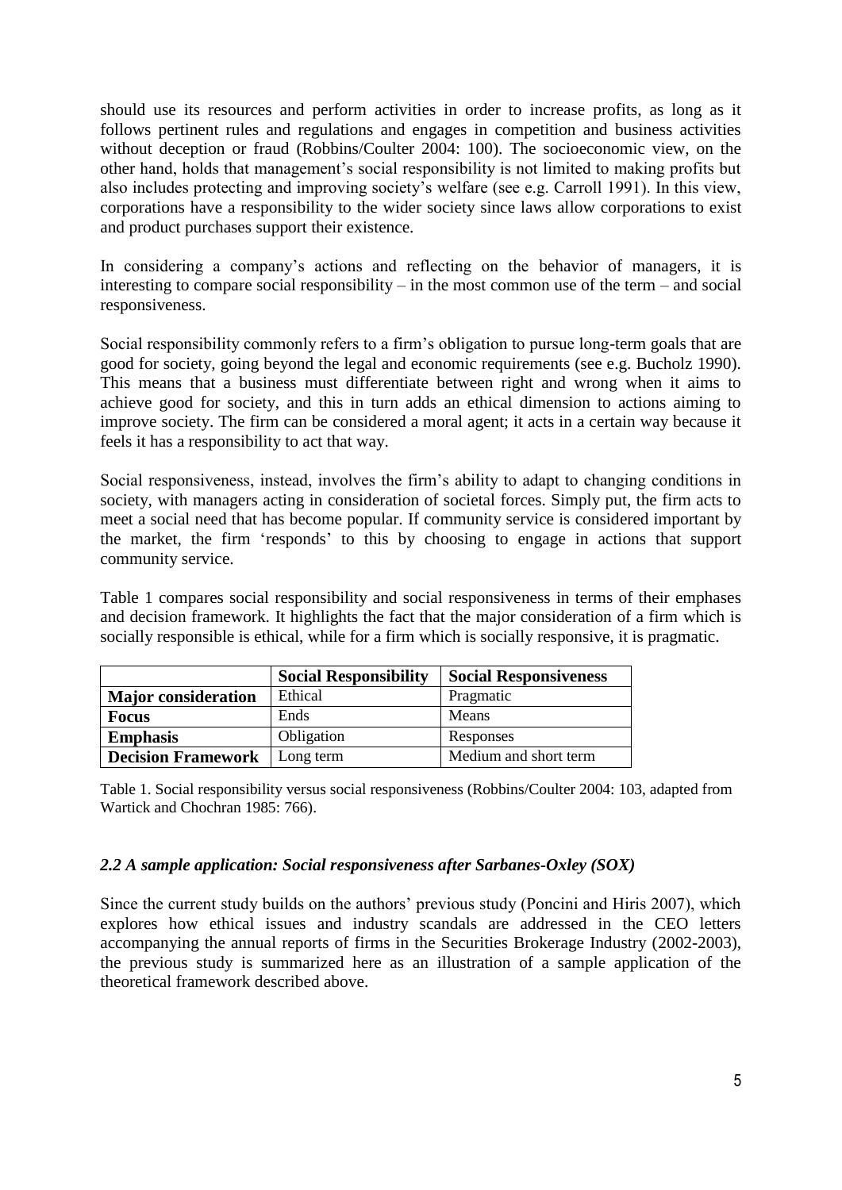should use its resources and perform activities in order to increase profits, as long as it follows pertinent rules and regulations and engages in competition and business activities without deception or fraud (Robbins/Coulter 2004: 100). The socioeconomic view, on the other hand, holds that management's social responsibility is not limited to making profits but also includes protecting and improving society's welfare (see e.g. Carroll 1991). In this view, corporations have a responsibility to the wider society since laws allow corporations to exist and product purchases support their existence.

In considering a company's actions and reflecting on the behavior of managers, it is interesting to compare social responsibility – in the most common use of the term – and social responsiveness.

Social responsibility commonly refers to a firm's obligation to pursue long-term goals that are good for society, going beyond the legal and economic requirements (see e.g. Bucholz 1990). This means that a business must differentiate between right and wrong when it aims to achieve good for society, and this in turn adds an ethical dimension to actions aiming to improve society. The firm can be considered a moral agent; it acts in a certain way because it feels it has a responsibility to act that way.

Social responsiveness, instead, involves the firm's ability to adapt to changing conditions in society, with managers acting in consideration of societal forces. Simply put, the firm acts to meet a social need that has become popular. If community service is considered important by the market, the firm 'responds' to this by choosing to engage in actions that support community service.

Table 1 compares social responsibility and social responsiveness in terms of their emphases and decision framework. It highlights the fact that the major consideration of a firm which is socially responsible is ethical, while for a firm which is socially responsive, it is pragmatic.

| | **Social Responsibility** | **Social Responsiveness** |
|---|---|---|
| **Major consideration** | Ethical | Pragmatic |
| **Focus** | Ends | Means |
| **Emphasis** | Obligation | Responses |
| **Decision Framework** | Long term | Medium and short term |

Table 1. Social responsibility versus social responsiveness (Robbins/Coulter 2004: 103, adapted from Wartick and Chochran 1985: 766).

### *2.2 A sample application: Social responsiveness after Sarbanes-Oxley (SOX)*

Since the current study builds on the authors' previous study (Poncini and Hiris 2007), which explores how ethical issues and industry scandals are addressed in the CEO letters accompanying the annual reports of firms in the Securities Brokerage Industry (2002-2003), the previous study is summarized here as an illustration of a sample application of the theoretical framework described above.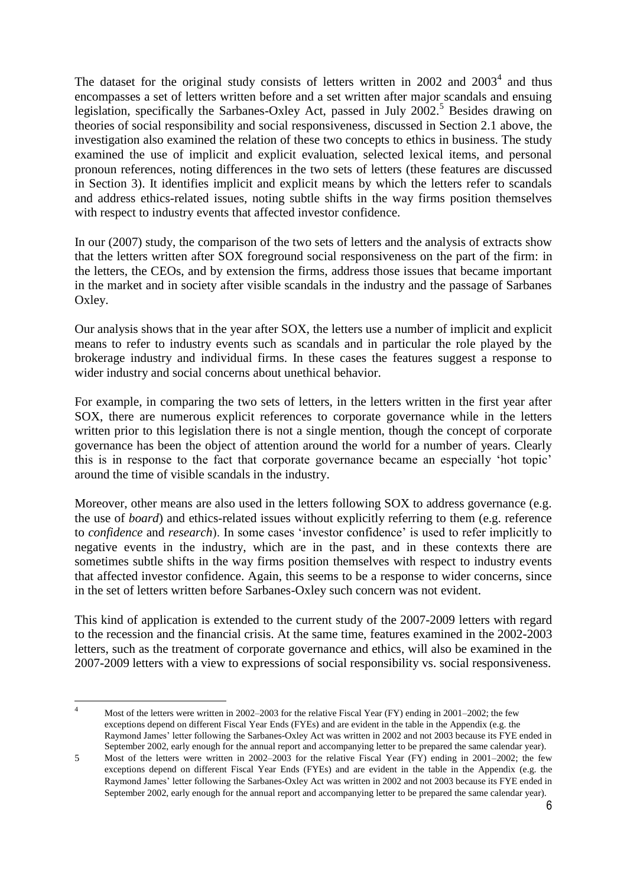The dataset for the original study consists of letters written in 2002 and 2003[4] and thus encompasses a set of letters written before and a set written after major scandals and ensuing legislation, specifically the Sarbanes-Oxley Act, passed in July 2002.[5] Besides drawing on theories of social responsibility and social responsiveness, discussed in Section 2.1 above, the investigation also examined the relation of these two concepts to ethics in business. The study examined the use of implicit and explicit evaluation, selected lexical items, and personal pronoun references, noting differences in the two sets of letters (these features are discussed in Section 3). It identifies implicit and explicit means by which the letters refer to scandals and address ethics-related issues, noting subtle shifts in the way firms position themselves with respect to industry events that affected investor confidence.

In our (2007) study, the comparison of the two sets of letters and the analysis of extracts show that the letters written after SOX foreground social responsiveness on the part of the firm: in the letters, the CEOs, and by extension the firms, address those issues that became important in the market and in society after visible scandals in the industry and the passage of Sarbanes Oxley.

Our analysis shows that in the year after SOX, the letters use a number of implicit and explicit means to refer to industry events such as scandals and in particular the role played by the brokerage industry and individual firms. In these cases the features suggest a response to wider industry and social concerns about unethical behavior.

For example, in comparing the two sets of letters, in the letters written in the first year after SOX, there are numerous explicit references to corporate governance while in the letters written prior to this legislation there is not a single mention, though the concept of corporate governance has been the object of attention around the world for a number of years. Clearly this is in response to the fact that corporate governance became an especially 'hot topic' around the time of visible scandals in the industry.

Moreover, other means are also used in the letters following SOX to address governance (e.g. the use of *board*) and ethics-related issues without explicitly referring to them (e.g. reference to *confidence* and *research*). In some cases 'investor confidence' is used to refer implicitly to negative events in the industry, which are in the past, and in these contexts there are sometimes subtle shifts in the way firms position themselves with respect to industry events that affected investor confidence. Again, this seems to be a response to wider concerns, since in the set of letters written before Sarbanes-Oxley such concern was not evident.

This kind of application is extended to the current study of the 2007-2009 letters with regard to the recession and the financial crisis. At the same time, features examined in the 2002-2003 letters, such as the treatment of corporate governance and ethics, will also be examined in the 2007-2009 letters with a view to expressions of social responsibility vs. social responsiveness.

---

[4] Most of the letters were written in 2002–2003 for the relative Fiscal Year (FY) ending in 2001–2002; the few exceptions depend on different Fiscal Year Ends (FYEs) and are evident in the table in the Appendix (e.g. the Raymond James' letter following the Sarbanes-Oxley Act was written in 2002 and not 2003 because its FYE ended in September 2002, early enough for the annual report and accompanying letter to be prepared the same calendar year).

[5] Most of the letters were written in 2002–2003 for the relative Fiscal Year (FY) ending in 2001–2002; the few exceptions depend on different Fiscal Year Ends (FYEs) and are evident in the table in the Appendix (e.g. the Raymond James' letter following the Sarbanes-Oxley Act was written in 2002 and not 2003 because its FYE ended in September 2002, early enough for the annual report and accompanying letter to be prepared the same calendar year).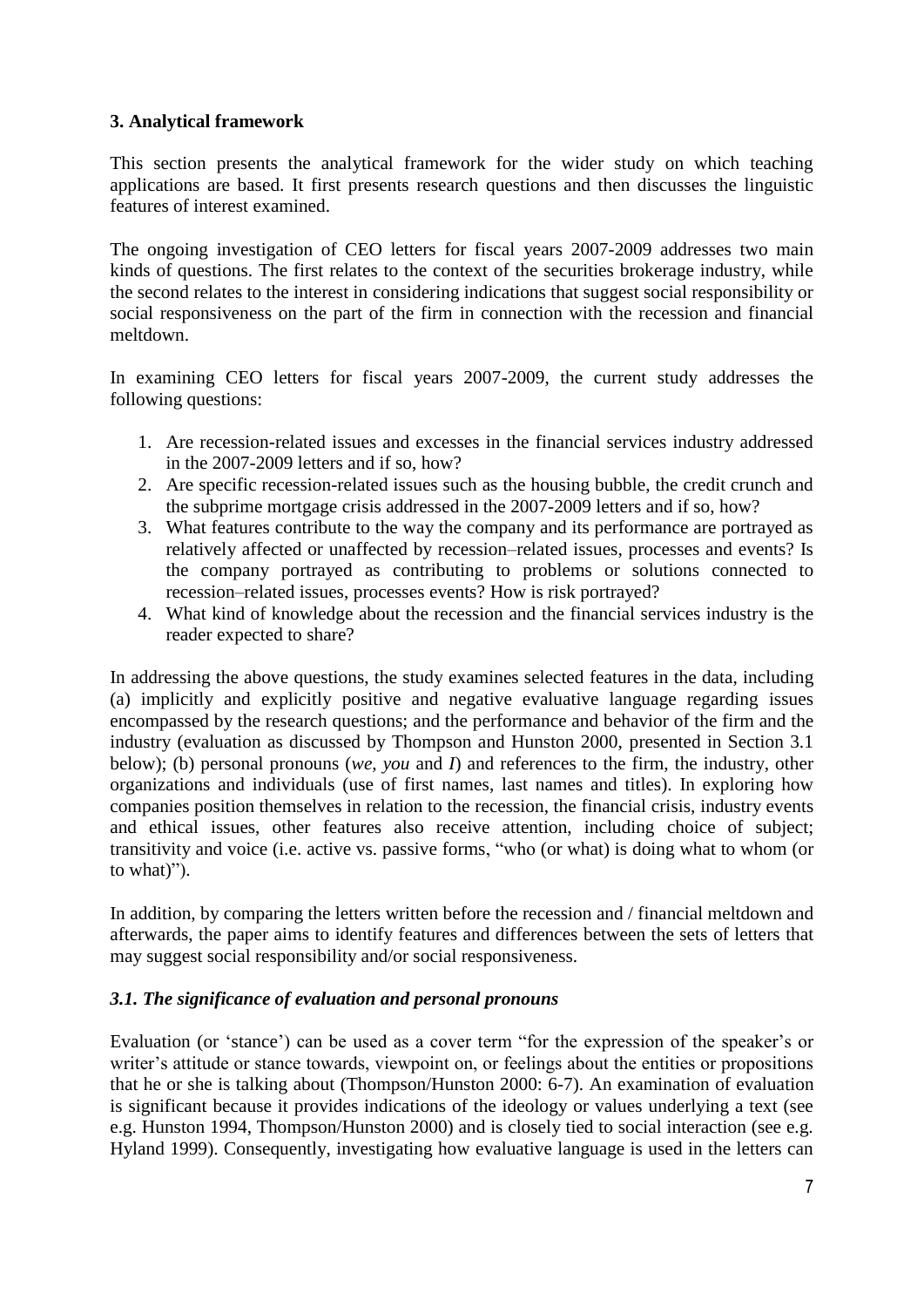## 3. Analytical framework

This section presents the analytical framework for the wider study on which teaching applications are based. It first presents research questions and then discusses the linguistic features of interest examined.

The ongoing investigation of CEO letters for fiscal years 2007-2009 addresses two main kinds of questions. The first relates to the context of the securities brokerage industry, while the second relates to the interest in considering indications that suggest social responsibility or social responsiveness on the part of the firm in connection with the recession and financial meltdown.

In examining CEO letters for fiscal years 2007-2009, the current study addresses the following questions:

1. Are recession-related issues and excesses in the financial services industry addressed in the 2007-2009 letters and if so, how?
2. Are specific recession-related issues such as the housing bubble, the credit crunch and the subprime mortgage crisis addressed in the 2007-2009 letters and if so, how?
3. What features contribute to the way the company and its performance are portrayed as relatively affected or unaffected by recession–related issues, processes and events? Is the company portrayed as contributing to problems or solutions connected to recession–related issues, processes events? How is risk portrayed?
4. What kind of knowledge about the recession and the financial services industry is the reader expected to share?

In addressing the above questions, the study examines selected features in the data, including (a) implicitly and explicitly positive and negative evaluative language regarding issues encompassed by the research questions; and the performance and behavior of the firm and the industry (evaluation as discussed by Thompson and Hunston 2000, presented in Section 3.1 below); (b) personal pronouns (*we*, *you* and *I*) and references to the firm, the industry, other organizations and individuals (use of first names, last names and titles). In exploring how companies position themselves in relation to the recession, the financial crisis, industry events and ethical issues, other features also receive attention, including choice of subject; transitivity and voice (i.e. active vs. passive forms, "who (or what) is doing what to whom (or to what)").

In addition, by comparing the letters written before the recession and / financial meltdown and afterwards, the paper aims to identify features and differences between the sets of letters that may suggest social responsibility and/or social responsiveness.

### *3.1. The significance of evaluation and personal pronouns*

Evaluation (or 'stance') can be used as a cover term "for the expression of the speaker's or writer's attitude or stance towards, viewpoint on, or feelings about the entities or propositions that he or she is talking about (Thompson/Hunston 2000: 6-7). An examination of evaluation is significant because it provides indications of the ideology or values underlying a text (see e.g. Hunston 1994, Thompson/Hunston 2000) and is closely tied to social interaction (see e.g. Hyland 1999). Consequently, investigating how evaluative language is used in the letters can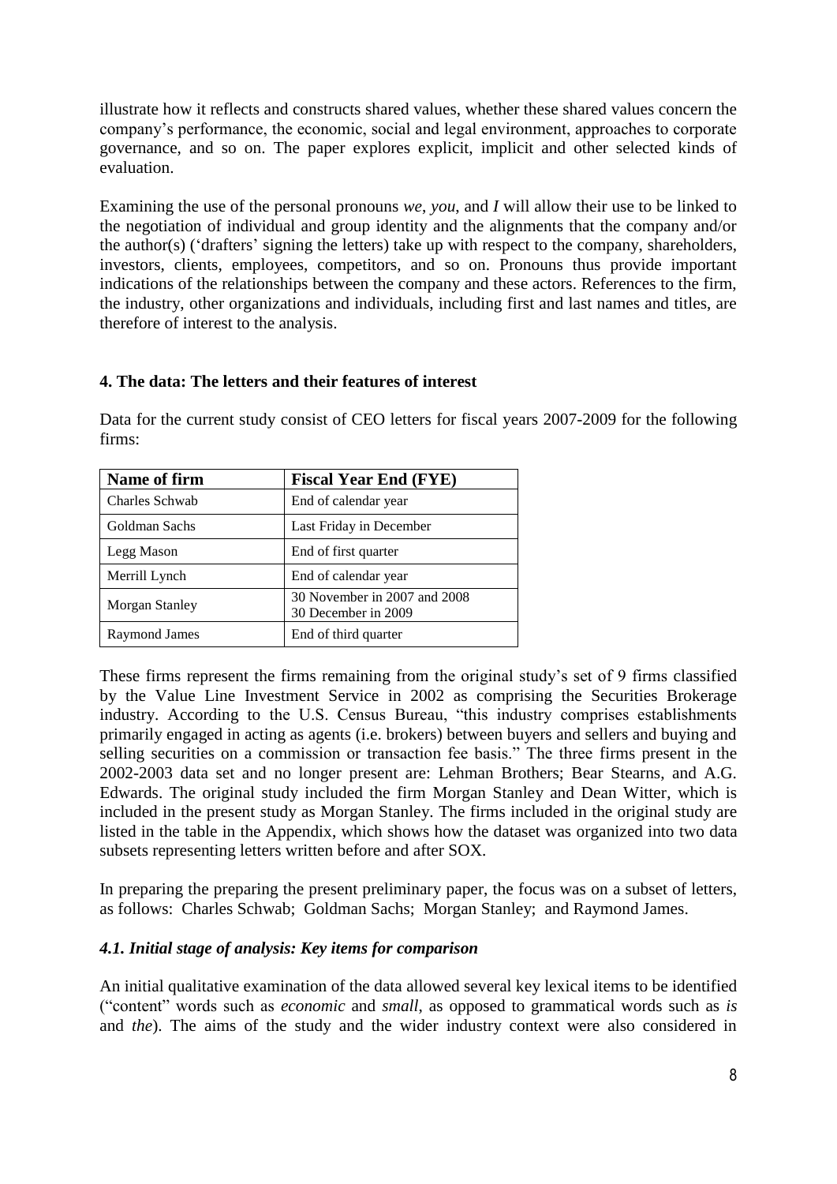illustrate how it reflects and constructs shared values, whether these shared values concern the company's performance, the economic, social and legal environment, approaches to corporate governance, and so on. The paper explores explicit, implicit and other selected kinds of evaluation.

Examining the use of the personal pronouns *we*, *you*, and *I* will allow their use to be linked to the negotiation of individual and group identity and the alignments that the company and/or the author(s) ('drafters' signing the letters) take up with respect to the company, shareholders, investors, clients, employees, competitors, and so on. Pronouns thus provide important indications of the relationships between the company and these actors. References to the firm, the industry, other organizations and individuals, including first and last names and titles, are therefore of interest to the analysis.

## 4. The data: The letters and their features of interest

Data for the current study consist of CEO letters for fiscal years 2007-2009 for the following firms:

| Name of firm | Fiscal Year End (FYE) |
|---|---|
| Charles Schwab | End of calendar year |
| Goldman Sachs | Last Friday in December |
| Legg Mason | End of first quarter |
| Merrill Lynch | End of calendar year |
| Morgan Stanley | 30 November in 2007 and 2008 30 December in 2009 |
| Raymond James | End of third quarter |

These firms represent the firms remaining from the original study's set of 9 firms classified by the Value Line Investment Service in 2002 as comprising the Securities Brokerage industry. According to the U.S. Census Bureau, "this industry comprises establishments primarily engaged in acting as agents (i.e. brokers) between buyers and sellers and buying and selling securities on a commission or transaction fee basis." The three firms present in the 2002-2003 data set and no longer present are: Lehman Brothers; Bear Stearns, and A.G. Edwards. The original study included the firm Morgan Stanley and Dean Witter, which is included in the present study as Morgan Stanley. The firms included in the original study are listed in the table in the Appendix, which shows how the dataset was organized into two data subsets representing letters written before and after SOX.

In preparing the preparing the present preliminary paper, the focus was on a subset of letters, as follows: Charles Schwab; Goldman Sachs; Morgan Stanley; and Raymond James.

### *4.1. Initial stage of analysis: Key items for comparison*

An initial qualitative examination of the data allowed several key lexical items to be identified ("content" words such as *economic* and *small*, as opposed to grammatical words such as *is* and *the*). The aims of the study and the wider industry context were also considered in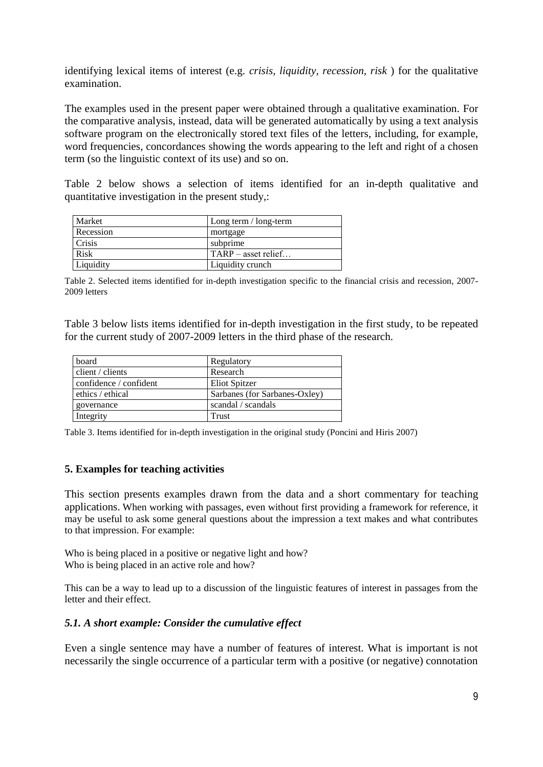identifying lexical items of interest (e.g. *crisis, liquidity, recession, risk* ) for the qualitative examination.

The examples used in the present paper were obtained through a qualitative examination. For the comparative analysis, instead, data will be generated automatically by using a text analysis software program on the electronically stored text files of the letters, including, for example, word frequencies, concordances showing the words appearing to the left and right of a chosen term (so the linguistic context of its use) and so on.

Table 2 below shows a selection of items identified for an in-depth qualitative and quantitative investigation in the present study,:

| Market | Long term / long-term |
|---|---|
| Recession | mortgage |
| Crisis | subprime |
| Risk | TARP – asset relief… |
| Liquidity | Liquidity crunch |

Table 2. Selected items identified for in-depth investigation specific to the financial crisis and recession, 2007-2009 letters

Table 3 below lists items identified for in-depth investigation in the first study, to be repeated for the current study of 2007-2009 letters in the third phase of the research.

| board | Regulatory |
|---|---|
| client / clients | Research |
| confidence / confident | Eliot Spitzer |
| ethics / ethical | Sarbanes (for Sarbanes-Oxley) |
| governance | scandal / scandals |
| Integrity | Trust |

Table 3. Items identified for in-depth investigation in the original study (Poncini and Hiris 2007)

## 5. Examples for teaching activities

This section presents examples drawn from the data and a short commentary for teaching applications. When working with passages, even without first providing a framework for reference, it may be useful to ask some general questions about the impression a text makes and what contributes to that impression. For example:

Who is being placed in a positive or negative light and how?
Who is being placed in an active role and how?

This can be a way to lead up to a discussion of the linguistic features of interest in passages from the letter and their effect.

### *5.1. A short example: Consider the cumulative effect*

Even a single sentence may have a number of features of interest. What is important is not necessarily the single occurrence of a particular term with a positive (or negative) connotation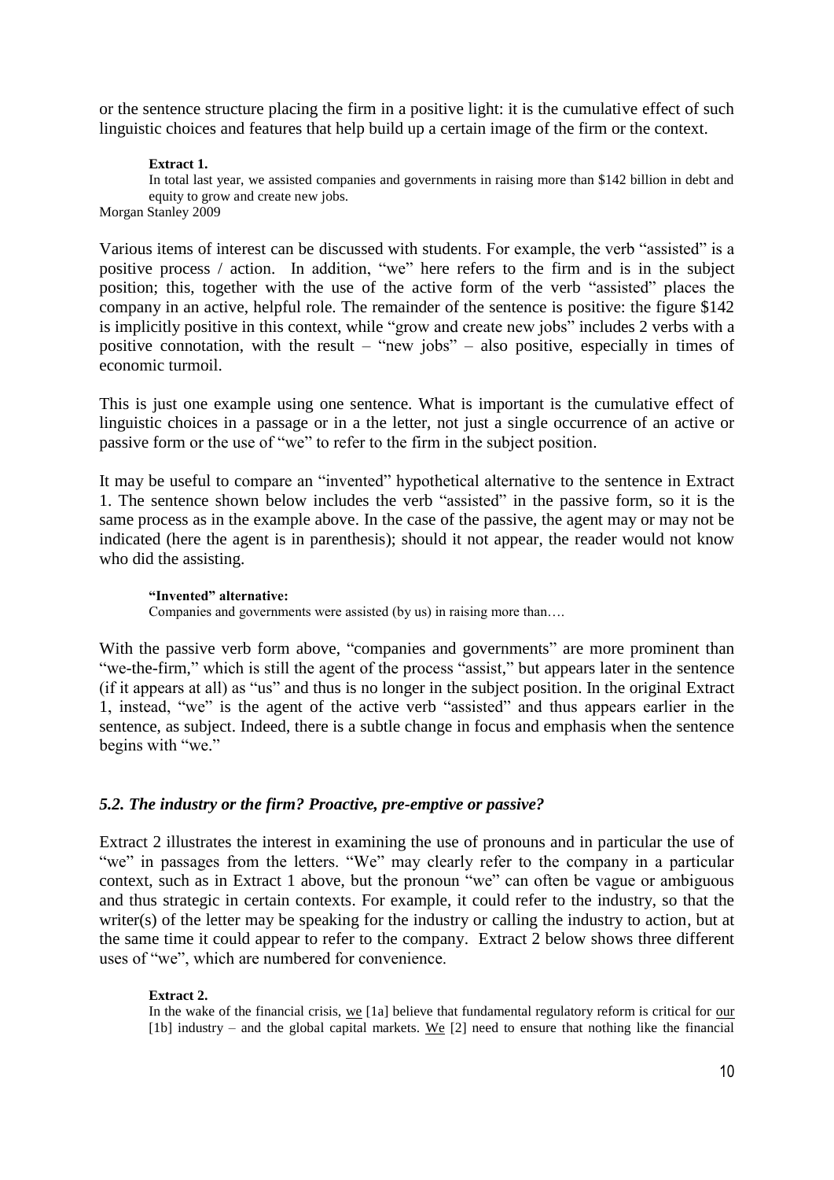or the sentence structure placing the firm in a positive light: it is the cumulative effect of such linguistic choices and features that help build up a certain image of the firm or the context.

> **Extract 1.**
> In total last year, we assisted companies and governments in raising more than $142 billion in debt and equity to grow and create new jobs.

Morgan Stanley 2009

Various items of interest can be discussed with students. For example, the verb "assisted" is a positive process / action. In addition, "we" here refers to the firm and is in the subject position; this, together with the use of the active form of the verb "assisted" places the company in an active, helpful role. The remainder of the sentence is positive: the figure $142 is implicitly positive in this context, while "grow and create new jobs" includes 2 verbs with a positive connotation, with the result – "new jobs" – also positive, especially in times of economic turmoil.

This is just one example using one sentence. What is important is the cumulative effect of linguistic choices in a passage or in a the letter, not just a single occurrence of an active or passive form or the use of "we" to refer to the firm in the subject position.

It may be useful to compare an "invented" hypothetical alternative to the sentence in Extract 1. The sentence shown below includes the verb "assisted" in the passive form, so it is the same process as in the example above. In the case of the passive, the agent may or may not be indicated (here the agent is in parenthesis); should it not appear, the reader would not know who did the assisting.

> **"Invented" alternative:**
> Companies and governments were assisted (by us) in raising more than….

With the passive verb form above, "companies and governments" are more prominent than "we-the-firm," which is still the agent of the process "assist," but appears later in the sentence (if it appears at all) as "us" and thus is no longer in the subject position. In the original Extract 1, instead, "we" is the agent of the active verb "assisted" and thus appears earlier in the sentence, as subject. Indeed, there is a subtle change in focus and emphasis when the sentence begins with "we."

### *5.2. The industry or the firm? Proactive, pre-emptive or passive?*

Extract 2 illustrates the interest in examining the use of pronouns and in particular the use of "we" in passages from the letters. "We" may clearly refer to the company in a particular context, such as in Extract 1 above, but the pronoun "we" can often be vague or ambiguous and thus strategic in certain contexts. For example, it could refer to the industry, so that the writer(s) of the letter may be speaking for the industry or calling the industry to action, but at the same time it could appear to refer to the company. Extract 2 below shows three different uses of "we", which are numbered for convenience.

> **Extract 2.**
> In the wake of the financial crisis, <u>we</u> [1a] believe that fundamental regulatory reform is critical for <u>our</u> [1b] industry – and the global capital markets. <u>We</u> [2] need to ensure that nothing like the financial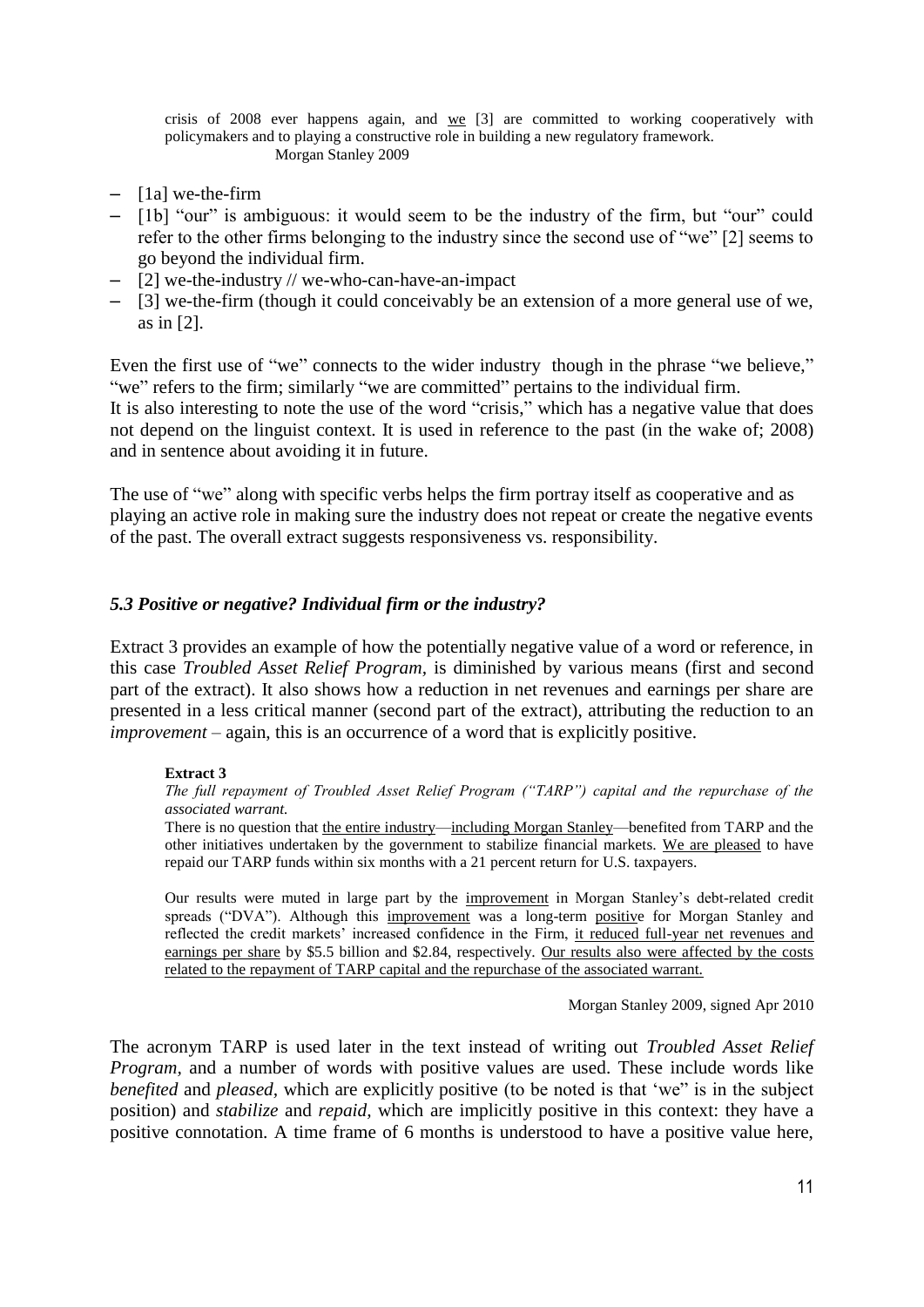> crisis of 2008 ever happens again, and <u>we</u> [3] are committed to working cooperatively with policymakers and to playing a constructive role in building a new regulatory framework.
> Morgan Stanley 2009

- [1a] we-the-firm
- [1b] "our" is ambiguous: it would seem to be the industry of the firm, but "our" could refer to the other firms belonging to the industry since the second use of "we" [2] seems to go beyond the individual firm.
- [2] we-the-industry // we-who-can-have-an-impact
- [3] we-the-firm (though it could conceivably be an extension of a more general use of we, as in [2].

Even the first use of "we" connects to the wider industry though in the phrase "we believe," "we" refers to the firm; similarly "we are committed" pertains to the individual firm.
It is also interesting to note the use of the word "crisis," which has a negative value that does not depend on the linguist context. It is used in reference to the past (in the wake of; 2008) and in sentence about avoiding it in future.

The use of "we" along with specific verbs helps the firm portray itself as cooperative and as playing an active role in making sure the industry does not repeat or create the negative events of the past. The overall extract suggests responsiveness vs. responsibility.

### *5.3 Positive or negative? Individual firm or the industry?*

Extract 3 provides an example of how the potentially negative value of a word or reference, in this case *Troubled Asset Relief Program*, is diminished by various means (first and second part of the extract). It also shows how a reduction in net revenues and earnings per share are presented in a less critical manner (second part of the extract), attributing the reduction to an *improvement* – again, this is an occurrence of a word that is explicitly positive.

> **Extract 3**
>
> *The full repayment of Troubled Asset Relief Program ("TARP") capital and the repurchase of the associated warrant.*
>
> There is no question that <u>the entire industry</u>—<u>including Morgan Stanley</u>—benefited from TARP and the other initiatives undertaken by the government to stabilize financial markets. <u>We are pleased</u> to have repaid our TARP funds within six months with a 21 percent return for U.S. taxpayers.
>
> Our results were muted in large part by the <u>improvement</u> in Morgan Stanley's debt-related credit spreads ("DVA"). Although this <u>improvement</u> was a long-term <u>positive</u> for Morgan Stanley and reflected the credit markets' increased confidence in the Firm, <u>it reduced full-year net revenues and earnings per share</u> by \$5.5 billion and \$2.84, respectively. <u>Our results also were affected by the costs related to the repayment of TARP capital and the repurchase of the associated warrant.</u>
>
> Morgan Stanley 2009, signed Apr 2010

The acronym TARP is used later in the text instead of writing out *Troubled Asset Relief Program*, and a number of words with positive values are used. These include words like *benefited* and *pleased*, which are explicitly positive (to be noted is that 'we" is in the subject position) and *stabilize* and *repaid*, which are implicitly positive in this context: they have a positive connotation. A time frame of 6 months is understood to have a positive value here,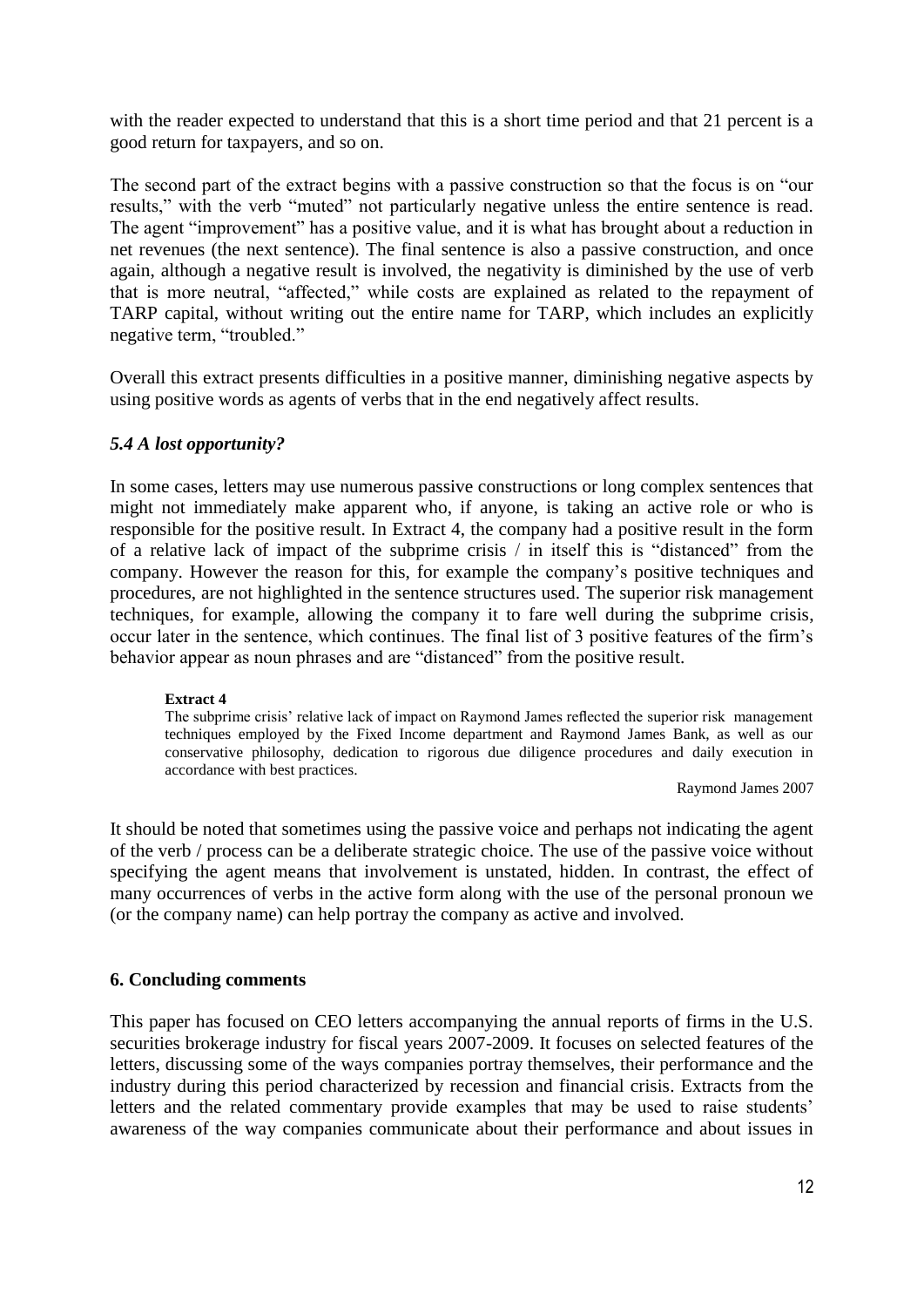with the reader expected to understand that this is a short time period and that 21 percent is a good return for taxpayers, and so on.

The second part of the extract begins with a passive construction so that the focus is on "our results," with the verb "muted" not particularly negative unless the entire sentence is read. The agent "improvement" has a positive value, and it is what has brought about a reduction in net revenues (the next sentence). The final sentence is also a passive construction, and once again, although a negative result is involved, the negativity is diminished by the use of verb that is more neutral, "affected," while costs are explained as related to the repayment of TARP capital, without writing out the entire name for TARP, which includes an explicitly negative term, "troubled."

Overall this extract presents difficulties in a positive manner, diminishing negative aspects by using positive words as agents of verbs that in the end negatively affect results.

### *5.4 A lost opportunity?*

In some cases, letters may use numerous passive constructions or long complex sentences that might not immediately make apparent who, if anyone, is taking an active role or who is responsible for the positive result. In Extract 4, the company had a positive result in the form of a relative lack of impact of the subprime crisis / in itself this is "distanced" from the company. However the reason for this, for example the company's positive techniques and procedures, are not highlighted in the sentence structures used. The superior risk management techniques, for example, allowing the company it to fare well during the subprime crisis, occur later in the sentence, which continues. The final list of 3 positive features of the firm's behavior appear as noun phrases and are "distanced" from the positive result.

> **Extract 4**
> The subprime crisis' relative lack of impact on Raymond James reflected the superior risk management techniques employed by the Fixed Income department and Raymond James Bank, as well as our conservative philosophy, dedication to rigorous due diligence procedures and daily execution in accordance with best practices.
>
> Raymond James 2007

It should be noted that sometimes using the passive voice and perhaps not indicating the agent of the verb / process can be a deliberate strategic choice. The use of the passive voice without specifying the agent means that involvement is unstated, hidden. In contrast, the effect of many occurrences of verbs in the active form along with the use of the personal pronoun we (or the company name) can help portray the company as active and involved.

## 6. Concluding comments

This paper has focused on CEO letters accompanying the annual reports of firms in the U.S. securities brokerage industry for fiscal years 2007-2009. It focuses on selected features of the letters, discussing some of the ways companies portray themselves, their performance and the industry during this period characterized by recession and financial crisis. Extracts from the letters and the related commentary provide examples that may be used to raise students' awareness of the way companies communicate about their performance and about issues in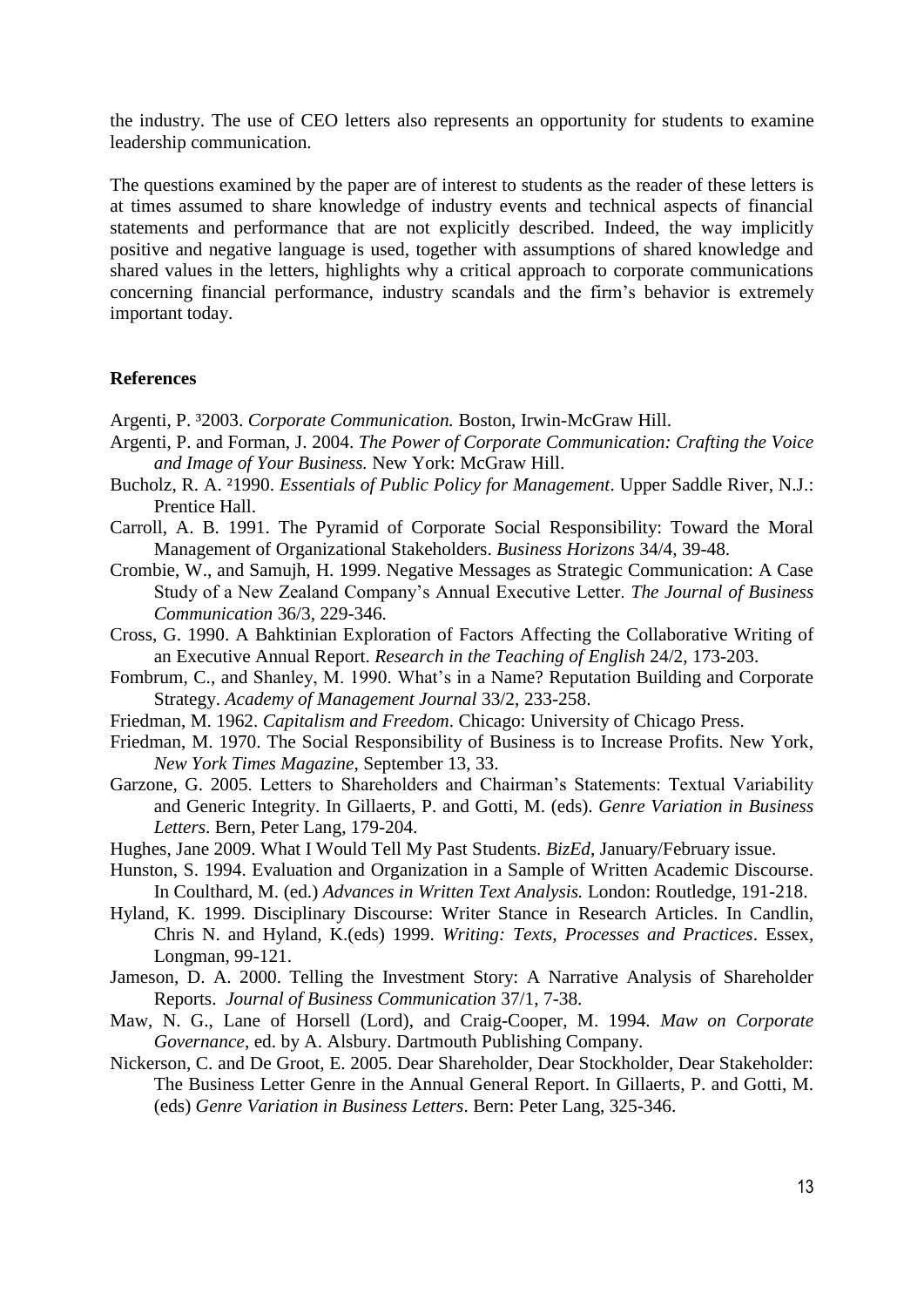the industry. The use of CEO letters also represents an opportunity for students to examine leadership communication.

The questions examined by the paper are of interest to students as the reader of these letters is at times assumed to share knowledge of industry events and technical aspects of financial statements and performance that are not explicitly described. Indeed, the way implicitly positive and negative language is used, together with assumptions of shared knowledge and shared values in the letters, highlights why a critical approach to corporate communications concerning financial performance, industry scandals and the firm's behavior is extremely important today.

## References

Argenti, P. [3]2003. *Corporate Communication.* Boston, Irwin-McGraw Hill.

Argenti, P. and Forman, J. 2004. *The Power of Corporate Communication: Crafting the Voice and Image of Your Business.* New York: McGraw Hill.

Bucholz, R. A. [2]1990. *Essentials of Public Policy for Management*. Upper Saddle River, N.J.: Prentice Hall.

Carroll, A. B. 1991. The Pyramid of Corporate Social Responsibility: Toward the Moral Management of Organizational Stakeholders. *Business Horizons* 34/4, 39-48.

Crombie, W., and Samujh, H. 1999. Negative Messages as Strategic Communication: A Case Study of a New Zealand Company's Annual Executive Letter. *The Journal of Business Communication* 36/3, 229-346.

Cross, G. 1990. A Bahktinian Exploration of Factors Affecting the Collaborative Writing of an Executive Annual Report. *Research in the Teaching of English* 24/2, 173-203.

Fombrum, C., and Shanley, M. 1990. What's in a Name? Reputation Building and Corporate Strategy. *Academy of Management Journal* 33/2, 233-258.

Friedman, M. 1962. *Capitalism and Freedom*. Chicago: University of Chicago Press.

Friedman, M. 1970. The Social Responsibility of Business is to Increase Profits. New York, *New York Times Magazine*, September 13, 33.

Garzone, G. 2005. Letters to Shareholders and Chairman's Statements: Textual Variability and Generic Integrity. In Gillaerts, P. and Gotti, M. (eds). *Genre Variation in Business Letters*. Bern, Peter Lang, 179-204.

Hughes, Jane 2009. What I Would Tell My Past Students. *BizEd*, January/February issue.

Hunston, S. 1994. Evaluation and Organization in a Sample of Written Academic Discourse. In Coulthard, M. (ed.) *Advances in Written Text Analysis.* London: Routledge, 191-218.

Hyland, K. 1999. Disciplinary Discourse: Writer Stance in Research Articles. In Candlin, Chris N. and Hyland, K.(eds) 1999. *Writing: Texts, Processes and Practices*. Essex, Longman, 99-121.

Jameson, D. A. 2000. Telling the Investment Story: A Narrative Analysis of Shareholder Reports. *Journal of Business Communication* 37/1, 7-38.

Maw, N. G., Lane of Horsell (Lord), and Craig-Cooper, M. 1994. *Maw on Corporate Governance*, ed. by A. Alsbury. Dartmouth Publishing Company.

Nickerson, C. and De Groot, E. 2005. Dear Shareholder, Dear Stockholder, Dear Stakeholder: The Business Letter Genre in the Annual General Report. In Gillaerts, P. and Gotti, M. (eds) *Genre Variation in Business Letters*. Bern: Peter Lang, 325-346.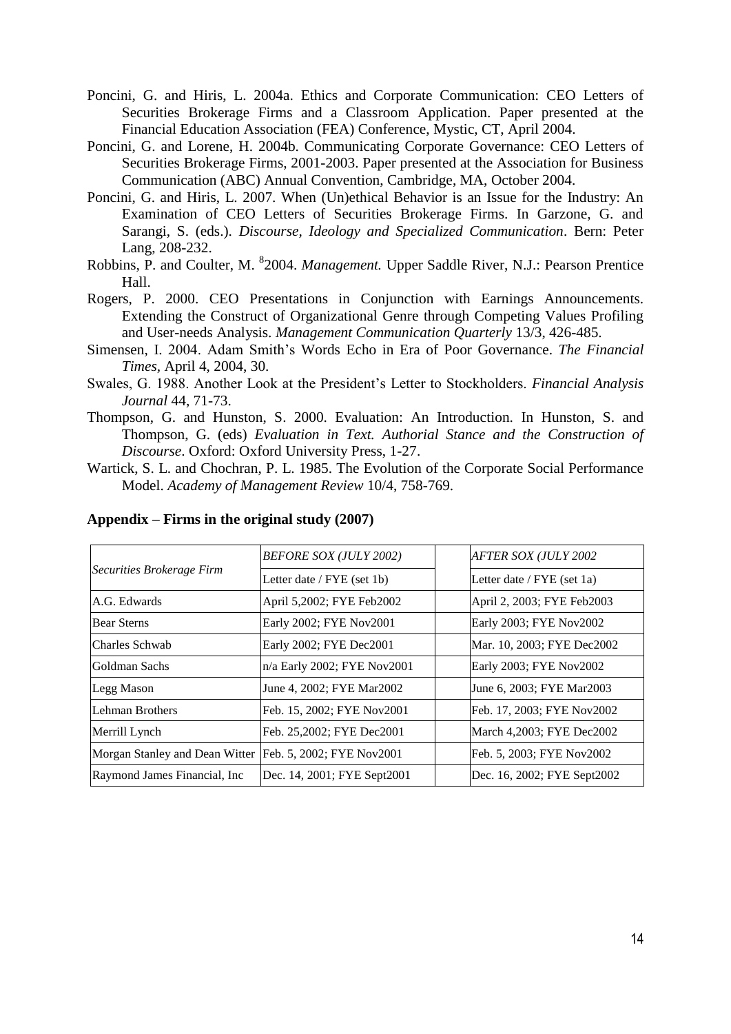Poncini, G. and Hiris, L. 2004a. Ethics and Corporate Communication: CEO Letters of Securities Brokerage Firms and a Classroom Application. Paper presented at the Financial Education Association (FEA) Conference, Mystic, CT, April 2004.

Poncini, G. and Lorene, H. 2004b. Communicating Corporate Governance: CEO Letters of Securities Brokerage Firms, 2001-2003. Paper presented at the Association for Business Communication (ABC) Annual Convention, Cambridge, MA, October 2004.

Poncini, G. and Hiris, L. 2007. When (Un)ethical Behavior is an Issue for the Industry: An Examination of CEO Letters of Securities Brokerage Firms. In Garzone, G. and Sarangi, S. (eds.). *Discourse, Ideology and Specialized Communication*. Bern: Peter Lang, 208-232.

Robbins, P. and Coulter, M. [8]2004. *Management.* Upper Saddle River, N.J.: Pearson Prentice Hall.

Rogers, P. 2000. CEO Presentations in Conjunction with Earnings Announcements. Extending the Construct of Organizational Genre through Competing Values Profiling and User-needs Analysis. *Management Communication Quarterly* 13/3, 426-485.

Simensen, I. 2004. Adam Smith's Words Echo in Era of Poor Governance. *The Financial Times*, April 4, 2004, 30.

Swales, G. 1988. Another Look at the President's Letter to Stockholders. *Financial Analysis Journal* 44, 71-73.

Thompson, G. and Hunston, S. 2000. Evaluation: An Introduction. In Hunston, S. and Thompson, G. (eds) *Evaluation in Text. Authorial Stance and the Construction of Discourse*. Oxford: Oxford University Press, 1-27.

Wartick, S. L. and Chochran, P. L. 1985. The Evolution of the Corporate Social Performance Model. *Academy of Management Review* 10/4, 758-769.

**Appendix – Firms in the original study (2007)**

| *Securities Brokerage Firm* | *BEFORE SOX (JULY 2002)* | | *AFTER SOX (JULY 2002* |
|---|---|---|---|
| | Letter date / FYE (set 1b) | | Letter date / FYE (set 1a) |
| A.G. Edwards | April 5,2002; FYE Feb2002 | | April 2, 2003; FYE Feb2003 |
| Bear Sterns | Early 2002; FYE Nov2001 | | Early 2003; FYE Nov2002 |
| Charles Schwab | Early 2002; FYE Dec2001 | | Mar. 10, 2003; FYE Dec2002 |
| Goldman Sachs | n/a Early 2002; FYE Nov2001 | | Early 2003; FYE Nov2002 |
| Legg Mason | June 4, 2002; FYE Mar2002 | | June 6, 2003; FYE Mar2003 |
| Lehman Brothers | Feb. 15, 2002; FYE Nov2001 | | Feb. 17, 2003; FYE Nov2002 |
| Merrill Lynch | Feb. 25,2002; FYE Dec2001 | | March 4,2003; FYE Dec2002 |
| Morgan Stanley and Dean Witter | Feb. 5, 2002; FYE Nov2001 | | Feb. 5, 2003; FYE Nov2002 |
| Raymond James Financial, Inc | Dec. 14, 2001; FYE Sept2001 | | Dec. 16, 2002; FYE Sept2002 |